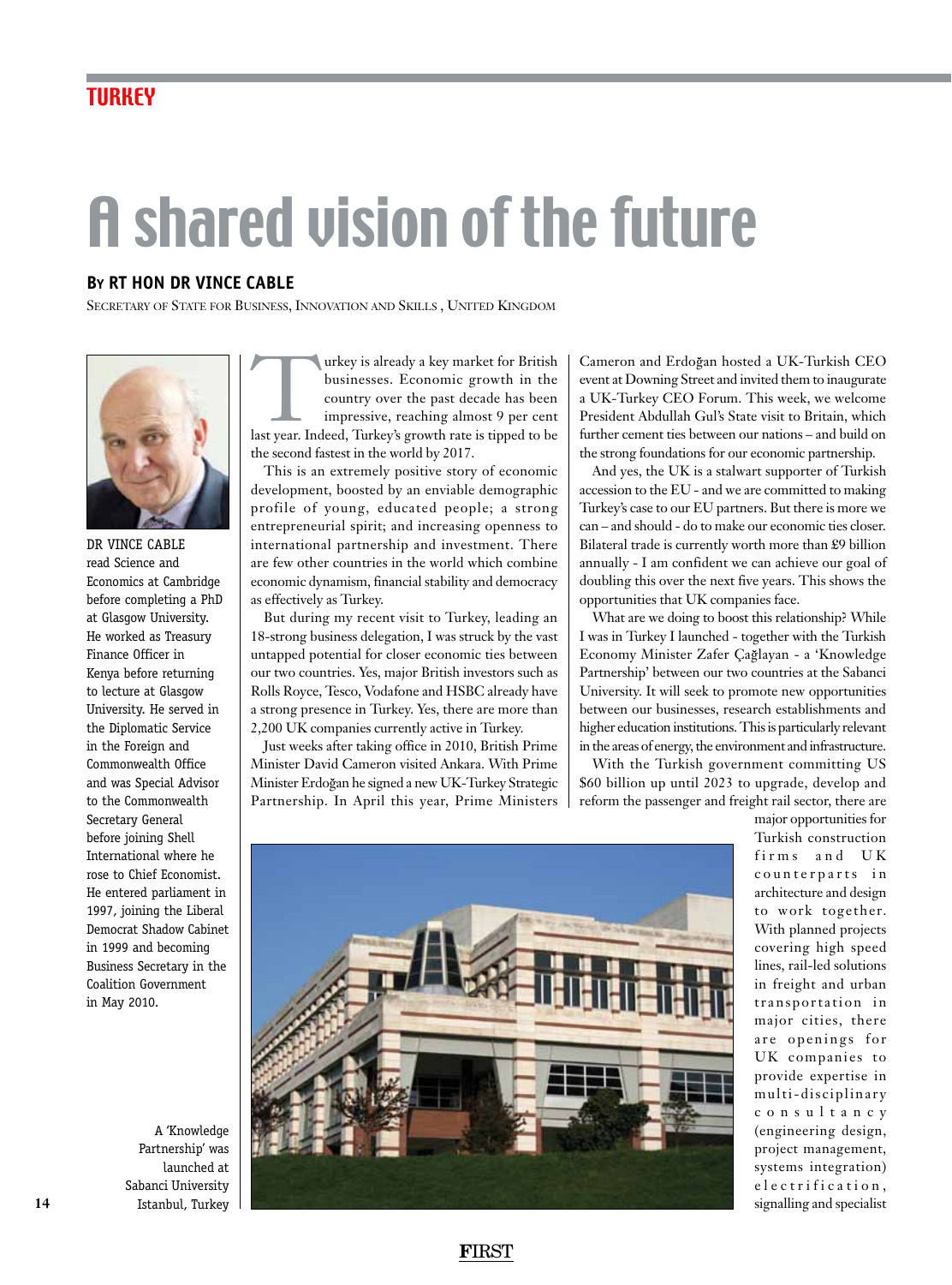TURKEY

# A shared vision of the future

**By RT HON DR VINCE CABLE**

Secretary of State for Business, Innovation and Skills, United Kingdom

DR VINCE CABLE read Science and Economics at Cambridge before completing a PhD at Glasgow University. He worked as Treasury Finance Officer in Kenya before returning to lecture at Glasgow University. He served in the Diplomatic Service in the Foreign and Commonwealth Office and was Special Advisor to the Commonwealth Secretary General before joining Shell International where he rose to Chief Economist. He entered parliament in 1997, joining the Liberal Democrat Shadow Cabinet in 1999 and becoming Business Secretary in the Coalition Government in May 2010.

Turkey is already a key market for British businesses. Economic growth in the country over the past decade has been impressive, reaching almost 9 per cent last year. Indeed, Turkey's growth rate is tipped to be the second fastest in the world by 2017.

This is an extremely positive story of economic development, boosted by an enviable demographic profile of young, educated people; a strong entrepreneurial spirit; and increasing openness to international partnership and investment. There are few other countries in the world which combine economic dynamism, financial stability and democracy as effectively as Turkey.

But during my recent visit to Turkey, leading an 18-strong business delegation, I was struck by the vast untapped potential for closer economic ties between our two countries. Yes, major British investors such as Rolls Royce, Tesco, Vodafone and HSBC already have a strong presence in Turkey. Yes, there are more than 2,200 UK companies currently active in Turkey.

Just weeks after taking office in 2010, British Prime Minister David Cameron visited Ankara. With Prime Minister Erdoğan he signed a new UK-Turkey Strategic Partnership. In April this year, Prime Ministers Cameron and Erdoğan hosted a UK-Turkish CEO event at Downing Street and invited them to inaugurate a UK-Turkey CEO Forum. This week, we welcome President Abdullah Gul's State visit to Britain, which further cement ties between our nations – and build on the strong foundations for our economic partnership.

And yes, the UK is a stalwart supporter of Turkish accession to the EU - and we are committed to making Turkey's case to our EU partners. But there is more we can – and should - do to make our economic ties closer. Bilateral trade is currently worth more than £9 billion annually - I am confident we can achieve our goal of doubling this over the next five years. This shows the opportunities that UK companies face.

What are we doing to boost this relationship? While I was in Turkey I launched - together with the Turkish Economy Minister Zafer Çağlayan - a 'Knowledge Partnership' between our two countries at the Sabanci University. It will seek to promote new opportunities between our businesses, research establishments and higher education institutions. This is particularly relevant in the areas of energy, the environment and infrastructure.

With the Turkish government committing US $60 billion up until 2023 to upgrade, develop and reform the passenger and freight rail sector, there are major opportunities for Turkish construction firms and UK counterparts in architecture and design to work together. With planned projects covering high speed lines, rail-led solutions in freight and urban transportation in major cities, there are openings for UK companies to provide expertise in multi-disciplinary consultancy (engineering design, project management, systems integration) electrification, signalling and specialist

A 'Knowledge Partnership' was launched at Sabanci University Istanbul, Turkey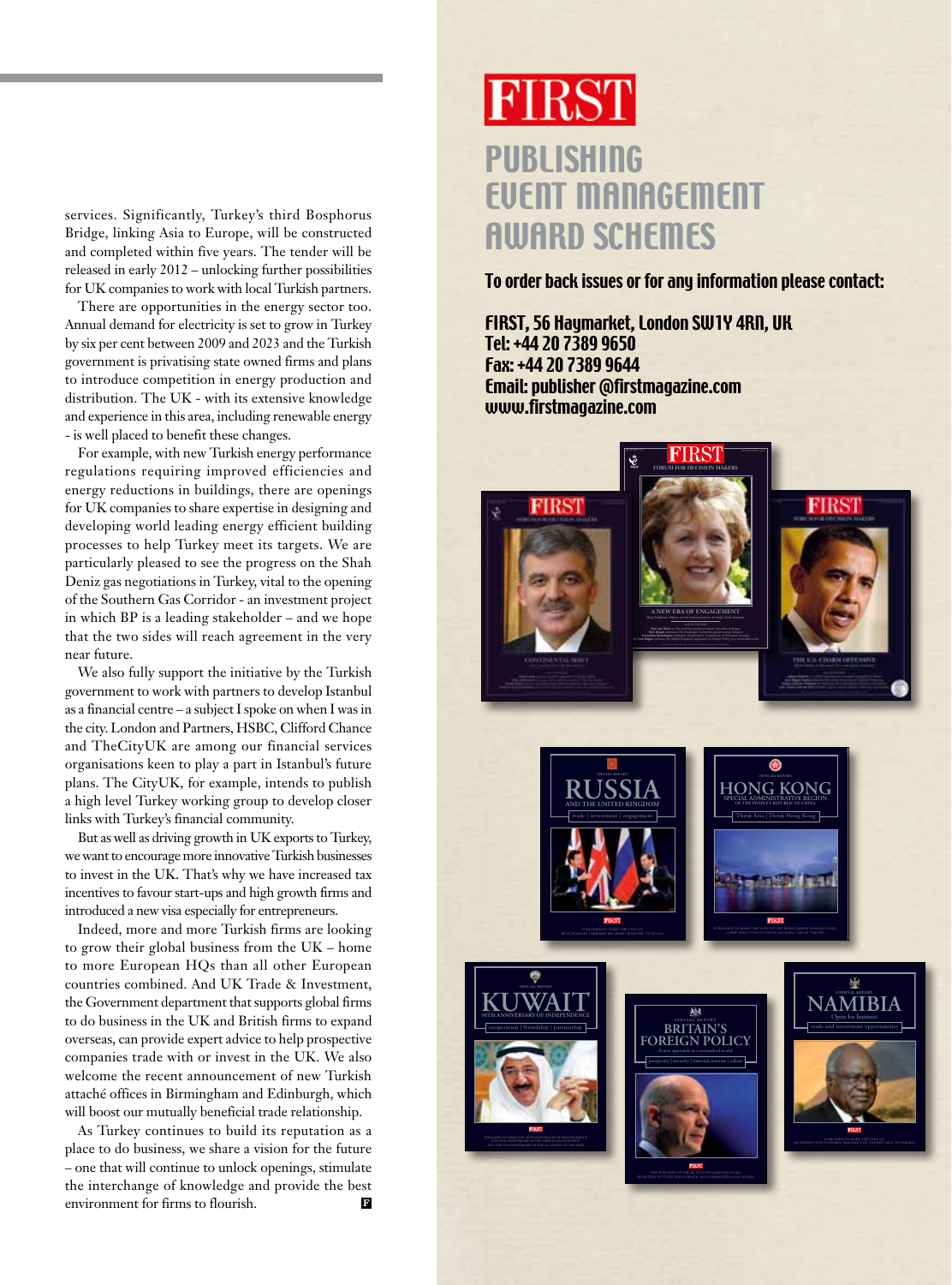services. Significantly, Turkey's third Bosphorus Bridge, linking Asia to Europe, will be constructed and completed within five years. The tender will be released in early 2012 – unlocking further possibilities for UK companies to work with local Turkish partners.

There are opportunities in the energy sector too. Annual demand for electricity is set to grow in Turkey by six per cent between 2009 and 2023 and the Turkish government is privatising state owned firms and plans to introduce competition in energy production and distribution. The UK - with its extensive knowledge and experience in this area, including renewable energy - is well placed to benefit these changes.

For example, with new Turkish energy performance regulations requiring improved efficiencies and energy reductions in buildings, there are openings for UK companies to share expertise in designing and developing world leading energy efficient building processes to help Turkey meet its targets. We are particularly pleased to see the progress on the Shah Deniz gas negotiations in Turkey, vital to the opening of the Southern Gas Corridor - an investment project in which BP is a leading stakeholder – and we hope that the two sides will reach agreement in the very near future.

We also fully support the initiative by the Turkish government to work with partners to develop Istanbul as a financial centre – a subject I spoke on when I was in the city. London and Partners, HSBC, Clifford Chance and TheCityUK are among our financial services organisations keen to play a part in Istanbul's future plans. The CityUK, for example, intends to publish a high level Turkey working group to develop closer links with Turkey's financial community.

But as well as driving growth in UK exports to Turkey, we want to encourage more innovative Turkish businesses to invest in the UK. That's why we have increased tax incentives to favour start-ups and high growth firms and introduced a new visa especially for entrepreneurs.

Indeed, more and more Turkish firms are looking to grow their global business from the UK – home to more European HQs than all other European countries combined. And UK Trade & Investment, the Government department that supports global firms to do business in the UK and British firms to expand overseas, can provide expert advice to help prospective companies trade with or invest in the UK. We also welcome the recent announcement of new Turkish attaché offices in Birmingham and Edinburgh, which will boost our mutually beneficial trade relationship.

As Turkey continues to build its reputation as a place to do business, we share a vision for the future – one that will continue to unlock openings, stimulate the interchange of knowledge and provide the best environment for firms to flourish.

# FIRST

## PUBLISHING
## EVENT MANAGEMENT
## AWARD SCHEMES

**To order back issues or for any information please contact:**

**FIRST, 56 Haymarket, London SW1Y 4RN, UK**
**Tel: +44 20 7389 9650**
**Fax: +44 20 7389 9644**
**Email: publisher@firstmagazine.com**
**www.firstmagazine.com**